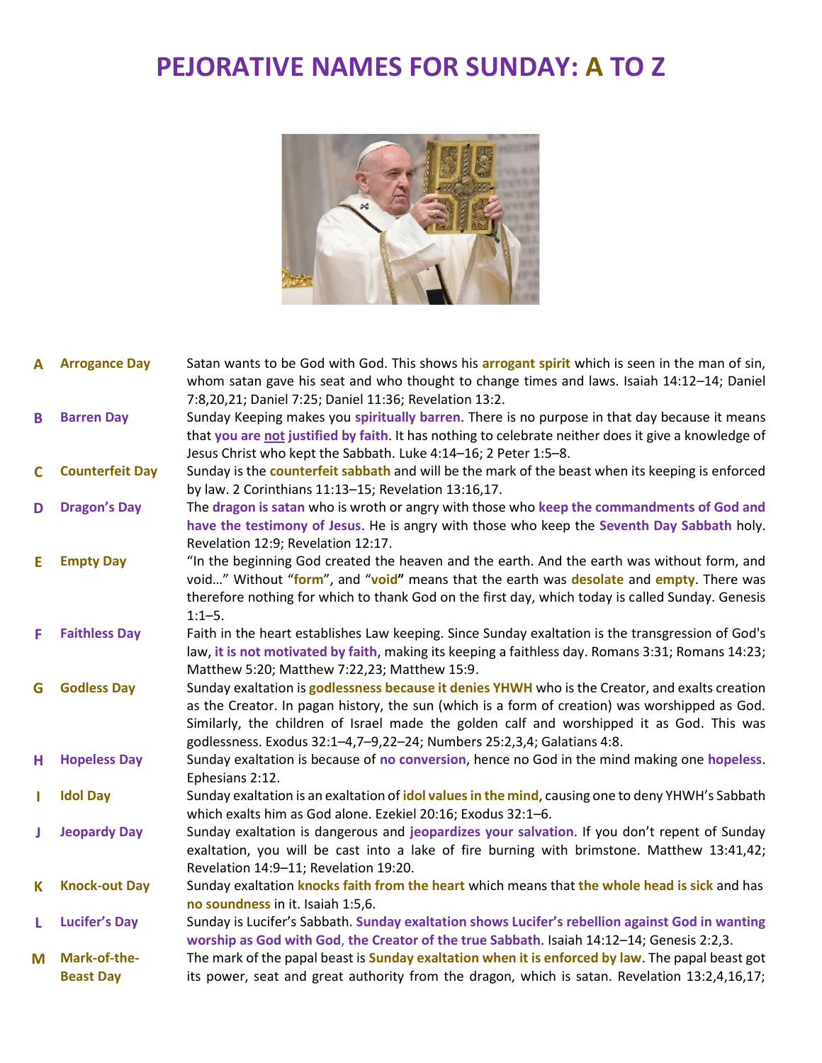# PEJORATIVE NAMES FOR SUNDAY: A TO Z

| | | |
|---|---|---|
| **A** | **Arrogance Day** | Satan wants to be God with God. This shows his **arrogant spirit** which is seen in the man of sin, whom satan gave his seat and who thought to change times and laws. Isaiah 14:12–14; Daniel 7:8,20,21; Daniel 7:25; Daniel 11:36; Revelation 13:2. |
| **B** | **Barren Day** | Sunday Keeping makes you **spiritually barren**. There is no purpose in that day because it means that **you are not justified by faith**. It has nothing to celebrate neither does it give a knowledge of Jesus Christ who kept the Sabbath. Luke 4:14–16; 2 Peter 1:5–8. |
| **C** | **Counterfeit Day** | Sunday is the **counterfeit sabbath** and will be the mark of the beast when its keeping is enforced by law. 2 Corinthians 11:13–15; Revelation 13:16,17. |
| **D** | **Dragon's Day** | The **dragon is satan** who is wroth or angry with those who **keep the commandments of God and have the testimony of Jesus**. He is angry with those who keep the **Seventh Day Sabbath** holy. Revelation 12:9; Revelation 12:17. |
| **E** | **Empty Day** | "In the beginning God created the heaven and the earth. And the earth was without form, and void…" Without "**form**", and "**void**" means that the earth was **desolate** and **empty**. There was therefore nothing for which to thank God on the first day, which today is called Sunday. Genesis 1:1–5. |
| **F** | **Faithless Day** | Faith in the heart establishes Law keeping. Since Sunday exaltation is the transgression of God's law, **it is not motivated by faith**, making its keeping a faithless day. Romans 3:31; Romans 14:23; Matthew 5:20; Matthew 7:22,23; Matthew 15:9. |
| **G** | **Godless Day** | Sunday exaltation is **godlessness because it denies YHWH** who is the Creator, and exalts creation as the Creator. In pagan history, the sun (which is a form of creation) was worshipped as God. Similarly, the children of Israel made the golden calf and worshipped it as God. This was godlessness. Exodus 32:1–4,7–9,22–24; Numbers 25:2,3,4; Galatians 4:8. |
| **H** | **Hopeless Day** | Sunday exaltation is because of **no conversion**, hence no God in the mind making one **hopeless**. Ephesians 2:12. |
| **I** | **Idol Day** | Sunday exaltation is an exaltation of **idol values in the mind**, causing one to deny YHWH's Sabbath which exalts him as God alone. Ezekiel 20:16; Exodus 32:1–6. |
| **J** | **Jeopardy Day** | Sunday exaltation is dangerous and **jeopardizes your salvation**. If you don't repent of Sunday exaltation, you will be cast into a lake of fire burning with brimstone. Matthew 13:41,42; Revelation 14:9–11; Revelation 19:20. |
| **K** | **Knock-out Day** | Sunday exaltation **knocks faith from the heart** which means that **the whole head is sick** and has **no soundness** in it. Isaiah 1:5,6. |
| **L** | **Lucifer's Day** | Sunday is Lucifer's Sabbath. **Sunday exaltation shows Lucifer's rebellion against God in wanting worship as God with God**, **the Creator of the true Sabbath**. Isaiah 14:12–14; Genesis 2:2,3. |
| **M** | **Mark-of-the-Beast Day** | The mark of the papal beast is **Sunday exaltation when it is enforced by law**. The papal beast got its power, seat and great authority from the dragon, which is satan. Revelation 13:2,4,16,17; |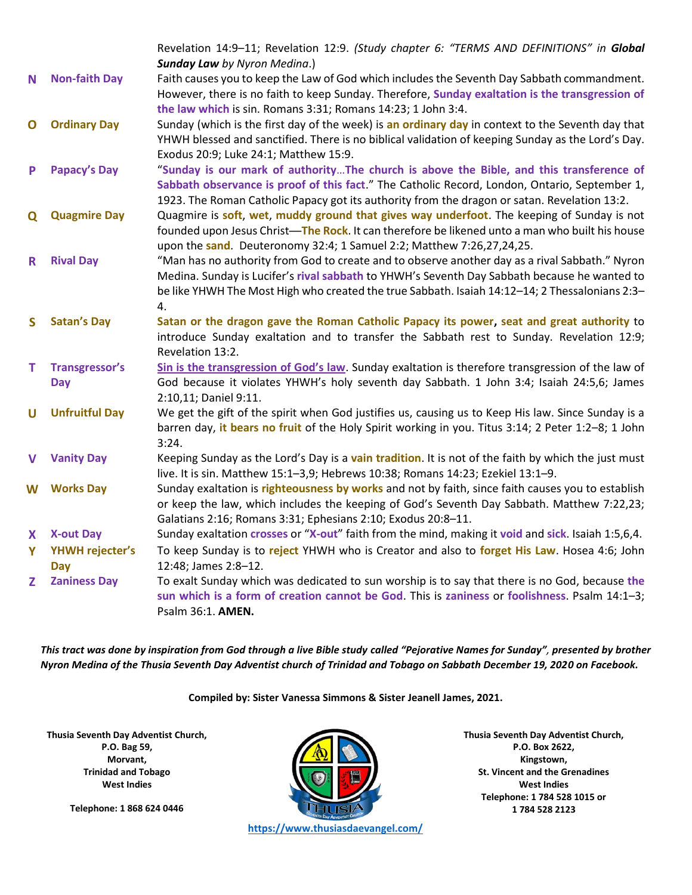Revelation 14:9–11; Revelation 12:9. *(Study chapter 6: "TERMS AND DEFINITIONS" in **Global Sunday Law** by Nyron Medina.)*

**N** **Non-faith Day** — Faith causes you to keep the Law of God which includes the Seventh Day Sabbath commandment. However, there is no faith to keep Sunday. Therefore, **Sunday exaltation is the transgression of the law which** is sin. Romans 3:31; Romans 14:23; 1 John 3:4.

**O** **Ordinary Day** — Sunday (which is the first day of the week) is **an ordinary day** in context to the Seventh day that YHWH blessed and sanctified. There is no biblical validation of keeping Sunday as the Lord's Day. Exodus 20:9; Luke 24:1; Matthew 15:9.

**P** **Papacy's Day** — "**Sunday is our mark of authority…The church is above the Bible, and this transference of Sabbath observance is proof of this fact**." The Catholic Record, London, Ontario, September 1, 1923. The Roman Catholic Papacy got its authority from the dragon or satan. Revelation 13:2.

**Q** **Quagmire Day** — Quagmire is **soft**, **wet**, **muddy ground that gives way underfoot**. The keeping of Sunday is not founded upon Jesus Christ—**The Rock**. It can therefore be likened unto a man who built his house upon the **sand**. Deuteronomy 32:4; 1 Samuel 2:2; Matthew 7:26,27,24,25.

**R** **Rival Day** — "Man has no authority from God to create and to observe another day as a rival Sabbath." Nyron Medina. Sunday is Lucifer's **rival sabbath** to YHWH's Seventh Day Sabbath because he wanted to be like YHWH The Most High who created the true Sabbath. Isaiah 14:12–14; 2 Thessalonians 2:3–4.

**S** **Satan's Day** — **Satan or the dragon gave the Roman Catholic Papacy its power**, **seat and great authority** to introduce Sunday exaltation and to transfer the Sabbath rest to Sunday. Revelation 12:9; Revelation 13:2.

**T** **Transgressor's Day** — **Sin is the transgression of God's law**. Sunday exaltation is therefore transgression of the law of God because it violates YHWH's holy seventh day Sabbath. 1 John 3:4; Isaiah 24:5,6; James 2:10,11; Daniel 9:11.

**U** **Unfruitful Day** — We get the gift of the spirit when God justifies us, causing us to Keep His law. Since Sunday is a barren day, **it bears no fruit** of the Holy Spirit working in you. Titus 3:14; 2 Peter 1:2–8; 1 John 3:24.

**V** **Vanity Day** — Keeping Sunday as the Lord's Day is a **vain tradition**. It is not of the faith by which the just must live. It is sin. Matthew 15:1–3,9; Hebrews 10:38; Romans 14:23; Ezekiel 13:1–9.

**W** **Works Day** — Sunday exaltation is **righteousness by works** and not by faith, since faith causes you to establish or keep the law, which includes the keeping of God's Seventh Day Sabbath. Matthew 7:22,23; Galatians 2:16; Romans 3:31; Ephesians 2:10; Exodus 20:8–11.

**X** **X-out Day** — Sunday exaltation **crosses** or "**X-out**" faith from the mind, making it **void** and **sick**. Isaiah 1:5,6,4.

**Y** **YHWH rejecter's Day** — To keep Sunday is to **reject** YHWH who is Creator and also to **forget His Law**. Hosea 4:6; John 12:48; James 2:8–12.

**Z** **Zaniness Day** — To exalt Sunday which was dedicated to sun worship is to say that there is no God, because **the sun which is a form of creation cannot be God**. This is **zaniness** or **foolishness**. Psalm 14:1–3; Psalm 36:1. **AMEN.**

***This tract was done by inspiration from God through a live Bible study called "Pejorative Names for Sunday", presented by brother Nyron Medina of the Thusia Seventh Day Adventist church of Trinidad and Tobago on Sabbath December 19, 2020 on Facebook.***

**Compiled by: Sister Vanessa Simmons & Sister Jeanell James, 2021.**

**Thusia Seventh Day Adventist Church,**
**P.O. Bag 59,**
**Morvant,**
**Trinidad and Tobago**
**West Indies**

**Telephone: 1 868 624 0446**

https://www.thusiasdaevangel.com/

**Thusia Seventh Day Adventist Church,**
**P.O. Box 2622,**
**Kingstown,**
**St. Vincent and the Grenadines**
**West Indies**
**Telephone: 1 784 528 1015 or 1 784 528 2123**